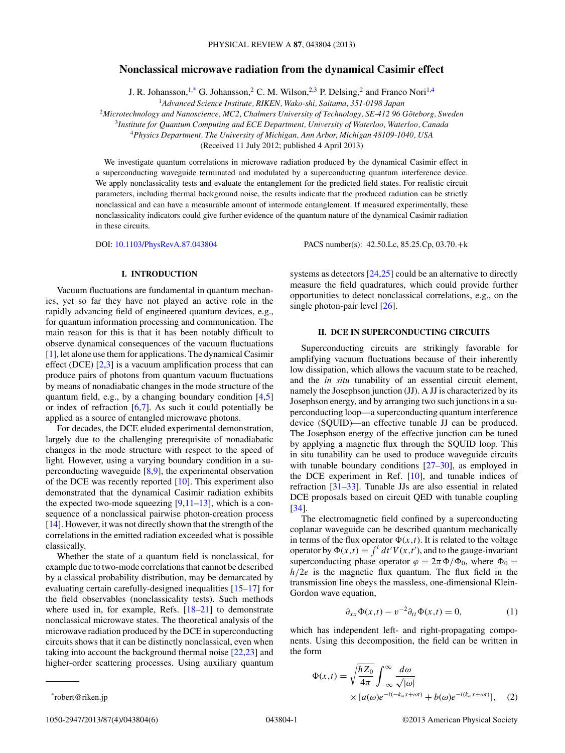# Nonclassical microwave radiation from the dynamical Casimir effect

J. R. Johansson,[1,*] G. Johansson,[2] C. M. Wilson,[2,3] P. Delsing,[2] and Franco Nori[1,4]

[1]*Advanced Science Institute, RIKEN, Wako-shi, Saitama, 351-0198 Japan*

[2]*Microtechnology and Nanoscience, MC2, Chalmers University of Technology, SE-412 96 Göteborg, Sweden*

[3]*Institute for Quantum Computing and ECE Department, University of Waterloo, Waterloo, Canada*

[4]*Physics Department, The University of Michigan, Ann Arbor, Michigan 48109-1040, USA*

(Received 11 July 2012; published 4 April 2013)

We investigate quantum correlations in microwave radiation produced by the dynamical Casimir effect in a superconducting waveguide terminated and modulated by a superconducting quantum interference device. We apply nonclassicality tests and evaluate the entanglement for the predicted field states. For realistic circuit parameters, including thermal background noise, the results indicate that the produced radiation can be strictly nonclassical and can have a measurable amount of intermode entanglement. If measured experimentally, these nonclassicality indicators could give further evidence of the quantum nature of the dynamical Casimir radiation in these circuits.

DOI: 10.1103/PhysRevA.87.043804 PACS number(s): 42.50.Lc, 85.25.Cp, 03.70.+k

## I. INTRODUCTION

Vacuum fluctuations are fundamental in quantum mechanics, yet so far they have not played an active role in the rapidly advancing field of engineered quantum devices, e.g., for quantum information processing and communication. The main reason for this is that it has been notably difficult to observe dynamical consequences of the vacuum fluctuations [1], let alone use them for applications. The dynamical Casimir effect (DCE) [2,3] is a vacuum amplification process that can produce pairs of photons from quantum vacuum fluctuations by means of nonadiabatic changes in the mode structure of the quantum field, e.g., by a changing boundary condition [4,5] or index of refraction [6,7]. As such it could potentially be applied as a source of entangled microwave photons.

For decades, the DCE eluded experimental demonstration, largely due to the challenging prerequisite of nonadiabatic changes in the mode structure with respect to the speed of light. However, using a varying boundary condition in a superconducting waveguide [8,9], the experimental observation of the DCE was recently reported [10]. This experiment also demonstrated that the dynamical Casimir radiation exhibits the expected two-mode squeezing [9,11–13], which is a consequence of a nonclassical pairwise photon-creation process [14]. However, it was not directly shown that the strength of the correlations in the emitted radiation exceeded what is possible classically.

Whether the state of a quantum field is nonclassical, for example due to two-mode correlations that cannot be described by a classical probability distribution, may be demarcated by evaluating certain carefully-designed inequalities [15–17] for the field observables (nonclassicality tests). Such methods where used in, for example, Refs. [18–21] to demonstrate nonclassical microwave states. The theoretical analysis of the microwave radiation produced by the DCE in superconducting circuits shows that it can be distinctly nonclassical, even when taking into account the background thermal noise [22,23] and higher-order scattering processes. Using auxiliary quantum systems as detectors [24,25] could be an alternative to directly measure the field quadratures, which could provide further opportunities to detect nonclassical correlations, e.g., on the single photon-pair level [26].

## II. DCE IN SUPERCONDUCTING CIRCUITS

Superconducting circuits are strikingly favorable for amplifying vacuum fluctuations because of their inherently low dissipation, which allows the vacuum state to be reached, and the *in situ* tunability of an essential circuit element, namely the Josephson junction (JJ). A JJ is characterized by its Josephson energy, and by arranging two such junctions in a superconducting loop—a superconducting quantum interference device (SQUID)—an effective tunable JJ can be produced. The Josephson energy of the effective junction can be tuned by applying a magnetic flux through the SQUID loop. This in situ tunability can be used to produce waveguide circuits with tunable boundary conditions [27–30], as employed in the DCE experiment in Ref. [10], and tunable indices of refraction [31–33]. Tunable JJs are also essential in related DCE proposals based on circuit QED with tunable coupling [34].

The electromagnetic field confined by a superconducting coplanar waveguide can be described quantum mechanically in terms of the flux operator $\Phi(x,t)$. It is related to the voltage operator by $\Phi(x,t) = \int^t dt' V(x,t')$, and to the gauge-invariant superconducting phase operator $\varphi = 2\pi\Phi/\Phi_0$, where $\Phi_0 = h/2e$ is the magnetic flux quantum. The flux field in the transmission line obeys the massless, one-dimensional Klein-Gordon wave equation,

$$\partial_{xx}\Phi(x,t) - v^{-2}\partial_{tt}\Phi(x,t) = 0, \tag{1}$$

which has independent left- and right-propagating components. Using this decomposition, the field can be written in the form

$$\Phi(x,t) = \sqrt{\frac{\hbar Z_0}{4\pi}} \int_{-\infty}^{\infty} \frac{d\omega}{\sqrt{|\omega|}} \times [a(\omega)e^{-i(-k_\omega x+\omega t)} + b(\omega)e^{-i(k_\omega x+\omega t)}], \tag{2}$$

*robert@riken.jp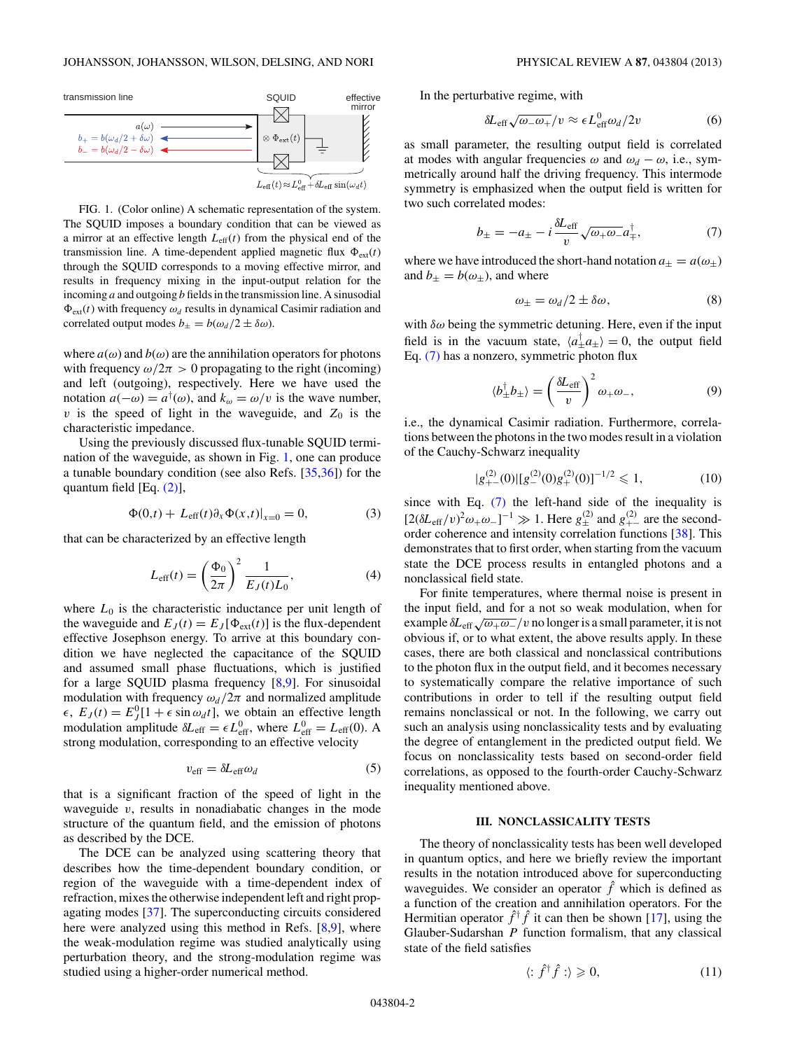FIG. 1. (Color online) A schematic representation of the system. The SQUID imposes a boundary condition that can be viewed as a mirror at an effective length $L_{\rm eff}(t)$ from the physical end of the transmission line. A time-dependent applied magnetic flux $\Phi_{\rm ext}(t)$ through the SQUID corresponds to a moving effective mirror, and results in frequency mixing in the input-output relation for the incoming $a$ and outgoing $b$ fields in the transmission line. A sinusoidal $\Phi_{\rm ext}(t)$ with frequency $\omega_d$ results in dynamical Casimir radiation and correlated output modes $b_\pm = b(\omega_d/2 \pm \delta\omega)$.

where $a(\omega)$ and $b(\omega)$ are the annihilation operators for photons with frequency $\omega/2\pi > 0$ propagating to the right (incoming) and left (outgoing), respectively. Here we have used the notation $a(-\omega) = a^\dagger(\omega)$, and $k_\omega = \omega/v$ is the wave number, $v$ is the speed of light in the waveguide, and $Z_0$ is the characteristic impedance.

Using the previously discussed flux-tunable SQUID termination of the waveguide, as shown in Fig. 1, one can produce a tunable boundary condition (see also Refs. [35,36]) for the quantum field [Eq. (2)],

$$\Phi(0,t) + L_{\rm eff}(t)\partial_x \Phi(x,t)|_{x=0} = 0, \tag{3}$$

that can be characterized by an effective length

$$L_{\rm eff}(t) = \left(\frac{\Phi_0}{2\pi}\right)^2 \frac{1}{E_J(t)L_0}, \tag{4}$$

where $L_0$ is the characteristic inductance per unit length of the waveguide and $E_J(t) = E_J[\Phi_{\rm ext}(t)]$ is the flux-dependent effective Josephson energy. To arrive at this boundary condition we have neglected the capacitance of the SQUID and assumed small phase fluctuations, which is justified for a large SQUID plasma frequency [8,9]. For sinusoidal modulation with frequency $\omega_d/2\pi$ and normalized amplitude $\epsilon$, $E_J(t) = E_J^0[1 + \epsilon \sin \omega_d t]$, we obtain an effective length modulation amplitude $\delta L_{\rm eff} = \epsilon L_{\rm eff}^0$, where $L_{\rm eff}^0 = L_{\rm eff}(0)$. A strong modulation, corresponding to an effective velocity

$$v_{\rm eff} = \delta L_{\rm eff}\omega_d \tag{5}$$

that is a significant fraction of the speed of light in the waveguide $v$, results in nonadiabatic changes in the mode structure of the quantum field, and the emission of photons as described by the DCE.

The DCE can be analyzed using scattering theory that describes how the time-dependent boundary condition, or region of the waveguide with a time-dependent index of refraction, mixes the otherwise independent left and right propagating modes [37]. The superconducting circuits considered here were analyzed using this method in Refs. [8,9], where the weak-modulation regime was studied analytically using perturbation theory, and the strong-modulation regime was studied using a higher-order numerical method.

In the perturbative regime, with

$$\delta L_{\rm eff}\sqrt{\omega_-\omega_+}/v \approx \epsilon L_{\rm eff}^0\omega_d/2v \tag{6}$$

as small parameter, the resulting output field is correlated at modes with angular frequencies $\omega$ and $\omega_d - \omega$, i.e., symmetrically around half the driving frequency. This intermode symmetry is emphasized when the output field is written for two such correlated modes:

$$b_\pm = -a_\pm - i\frac{\delta L_{\rm eff}}{v}\sqrt{\omega_+\omega_-}a_\mp^\dagger, \tag{7}$$

where we have introduced the short-hand notation $a_\pm = a(\omega_\pm)$ and $b_\pm = b(\omega_\pm)$, and where

$$\omega_\pm = \omega_d/2 \pm \delta\omega, \tag{8}$$

with $\delta\omega$ being the symmetric detuning. Here, even if the input field is in the vacuum state, $\langle a_\pm^\dagger a_\pm\rangle = 0$, the output field Eq. (7) has a nonzero, symmetric photon flux

$$\langle b_\pm^\dagger b_\pm\rangle = \left(\frac{\delta L_{\rm eff}}{v}\right)^2 \omega_+\omega_-, \tag{9}$$

i.e., the dynamical Casimir radiation. Furthermore, correlations between the photons in the two modes result in a violation of the Cauchy-Schwarz inequality

$$|g_{+-}^{(2)}(0)|[g_-^{(2)}(0)g_+^{(2)}(0)]^{-1/2} \leqslant 1, \tag{10}$$

since with Eq. (7) the left-hand side of the inequality is $[2(\delta L_{\rm eff}/v)^2\omega_+\omega_-]^{-1} \gg 1$. Here $g_\pm^{(2)}$ and $g_{+-}^{(2)}$ are the second-order coherence and intensity correlation functions [38]. This demonstrates that to first order, when starting from the vacuum state the DCE process results in entangled photons and a nonclassical field state.

For finite temperatures, where thermal noise is present in the input field, and for a not so weak modulation, when for example $\delta L_{\rm eff}\sqrt{\omega_+\omega_-}/v$ no longer is a small parameter, it is not obvious if, or to what extent, the above results apply. In these cases, there are both classical and nonclassical contributions to the photon flux in the output field, and it becomes necessary to systematically compare the relative importance of such contributions in order to tell if the resulting output field remains nonclassical or not. In the following, we carry out such an analysis using nonclassicality tests and by evaluating the degree of entanglement in the predicted output field. We focus on nonclassicality tests based on second-order field correlations, as opposed to the fourth-order Cauchy-Schwarz inequality mentioned above.

## III. NONCLASSICALITY TESTS

The theory of nonclassicality tests has been well developed in quantum optics, and here we briefly review the important results in the notation introduced above for superconducting waveguides. We consider an operator $\hat{f}$ which is defined as a function of the creation and annihilation operators. For the Hermitian operator $\hat{f}^\dagger\hat{f}$ it can then be shown [17], using the Glauber-Sudarshan $P$ function formalism, that any classical state of the field satisfies

$$\langle: \hat{f}^\dagger\hat{f} :\rangle \geqslant 0, \tag{11}$$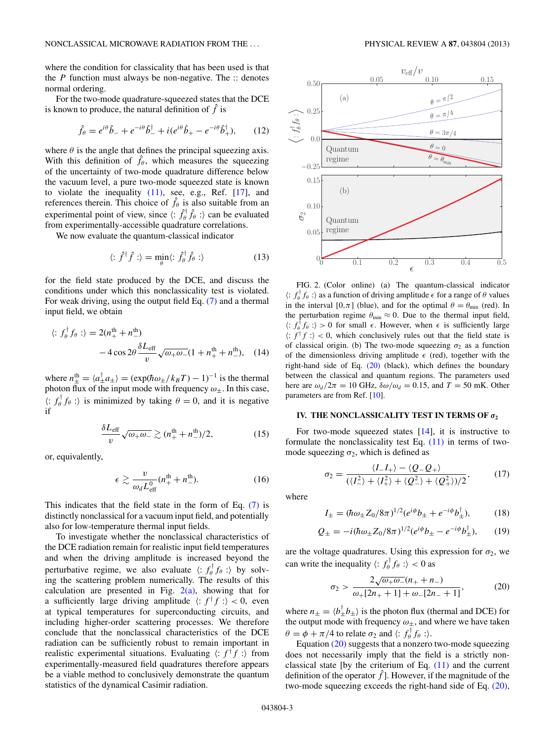where the condition for classicality that has been used is that the $P$ function must always be non-negative. The :: denotes normal ordering.

For the two-mode quadrature-squeezed states that the DCE is known to produce, the natural definition of $\hat{f}$ is

$$\hat{f}_\theta = e^{i\theta}\hat{b}_- + e^{-i\theta}\hat{b}_-^\dagger + i(e^{i\theta}\hat{b}_+ - e^{-i\theta}\hat{b}_+^\dagger), \tag{12}$$

where $\theta$ is the angle that defines the principal squeezing axis. With this definition of $\hat{f}_\theta$, which measures the squeezing of the uncertainty of two-mode quadrature difference below the vacuum level, a pure two-mode squeezed state is known to violate the inequality (11), see, e.g., Ref. [17], and references therein. This choice of $\hat{f}_\theta$ is also suitable from an experimental point of view, since $\langle: \hat{f}_\theta^\dagger \hat{f}_\theta :\rangle$ can be evaluated from experimentally-accessible quadrature correlations.

We now evaluate the quantum-classical indicator

$$\langle: \hat{f}^\dagger \hat{f} :\rangle = \min_\theta \langle: \hat{f}_\theta^\dagger \hat{f}_\theta :\rangle \tag{13}$$

for the field state produced by the DCE, and discuss the conditions under which this nonclassicality test is violated. For weak driving, using the output field Eq. (7) and a thermal input field, we obtain

$$\begin{aligned}\langle: f_\theta^\dagger f_\theta :\rangle = {} & 2(n_+^{\rm th} + n_-^{\rm th}) \\ & - 4\cos 2\theta \frac{\delta L_{\rm eff}}{v}\sqrt{\omega_+\omega_-}(1 + n_+^{\rm th} + n_-^{\rm th}),\end{aligned} \tag{14}$$

where $n_\pm^{\rm th} = \langle a_\pm^\dagger a_\pm \rangle = (\exp(\hbar\omega_\pm/k_B T) - 1)^{-1}$ is the thermal photon flux of the input mode with frequency $\omega_\pm$. In this case, $\langle: f_\theta^\dagger f_\theta :\rangle$ is minimized by taking $\theta = 0$, and it is negative if

$$\frac{\delta L_{\rm eff}}{v}\sqrt{\omega_+\omega_-} \gtrsim (n_+^{\rm th} + n_-^{\rm th})/2, \tag{15}$$

or, equivalently,

$$\epsilon \gtrsim \frac{v}{\omega_d L_{\rm eff}^0}(n_+^{\rm th} + n_-^{\rm th}). \tag{16}$$

This indicates that the field state in the form of Eq. (7) is distinctly nonclassical for a vacuum input field, and potentially also for low-temperature thermal input fields.

To investigate whether the nonclassical characteristics of the DCE radiation remain for realistic input field temperatures and when the driving amplitude is increased beyond the perturbative regime, we also evaluate $\langle: f_\theta^\dagger f_\theta :\rangle$ by solving the scattering problem numerically. The results of this calculation are presented in Fig. 2(a), showing that for a sufficiently large driving amplitude $\langle: f^\dagger f :\rangle < 0$, even at typical parameters for superconducting circuits, and including higher-order scattering processes. We therefore conclude that the nonclassical characteristics of the DCE radiation can be sufficiently robust to remain important in realistic experimental situations. Evaluating $\langle: f^\dagger f :\rangle$ from experimentally-measured field quadratures therefore appears be a viable method to conclusively demonstrate the quantum statistics of the dynamical Casimir radiation.

FIG. 2. (Color online) (a) The quantum-classical indicator $\langle: f_\theta^\dagger f_\theta :\rangle$ as a function of driving amplitude $\epsilon$ for a range of $\theta$ values in the interval $[0,\pi]$ (blue), and for the optimal $\theta = \theta_{\rm min}$ (red). In the perturbation regime $\theta_{\rm min} \approx 0$. Due to the thermal input field, $\langle: f_\theta^\dagger f_\theta :\rangle > 0$ for small $\epsilon$. However, when $\epsilon$ is sufficiently large $\langle: f^\dagger f :\rangle < 0$, which conclusively rules out that the field state is of classical origin. (b) The two-mode squeezing $\sigma_2$ as a function of the dimensionless driving amplitude $\epsilon$ (red), together with the right-hand side of Eq. (20) (black), which defines the boundary between the classical and quantum regions. The parameters used here are $\omega_d/2\pi = 10$ GHz, $\delta\omega/\omega_d = 0.15$, and $T = 50$ mK. Other parameters are from Ref. [10].

## IV. THE NONCLASSICALITY TEST IN TERMS OF $\sigma_2$

For two-mode squeezed states [14], it is instructive to formulate the nonclassicality test Eq. (11) in terms of two-mode squeezing $\sigma_2$, which is defined as

$$\sigma_2 = \frac{\langle I_- I_+ \rangle - \langle Q_- Q_+ \rangle}{(\langle I_-^2 \rangle + \langle I_+^2 \rangle + \langle Q_-^2 \rangle + \langle Q_+^2 \rangle)/2}, \tag{17}$$

where

$$I_\pm = (\hbar\omega_\pm Z_0/8\pi)^{1/2}(e^{i\phi}b_\pm + e^{-i\phi}b_\pm^\dagger), \tag{18}$$

$$Q_\pm = -i(\hbar\omega_\pm Z_0/8\pi)^{1/2}(e^{i\phi}b_\pm - e^{-i\phi}b_\pm^\dagger), \tag{19}$$

are the voltage quadratures. Using this expression for $\sigma_2$, we can write the inequality $\langle: f_\theta^\dagger f_\theta :\rangle < 0$ as

$$\sigma_2 > \frac{2\sqrt{\omega_+\omega_-}(n_+ + n_-)}{\omega_+[2n_+ + 1] + \omega_-[2n_- + 1]}, \tag{20}$$

where $n_\pm = \langle b_\pm^\dagger b_\pm \rangle$ is the photon flux (thermal and DCE) for the output mode with frequency $\omega_\pm$, and where we have taken $\theta = \phi + \pi/4$ to relate $\sigma_2$ and $\langle: f_\theta^\dagger f_\theta :\rangle$.

Equation (20) suggests that a nonzero two-mode squeezing does not necessarily imply that the field is a strictly nonclassical state [by the criterium of Eq. (11) and the current definition of the operator $\hat{f}$]. However, if the magnitude of the two-mode squeezing exceeds the right-hand side of Eq. (20),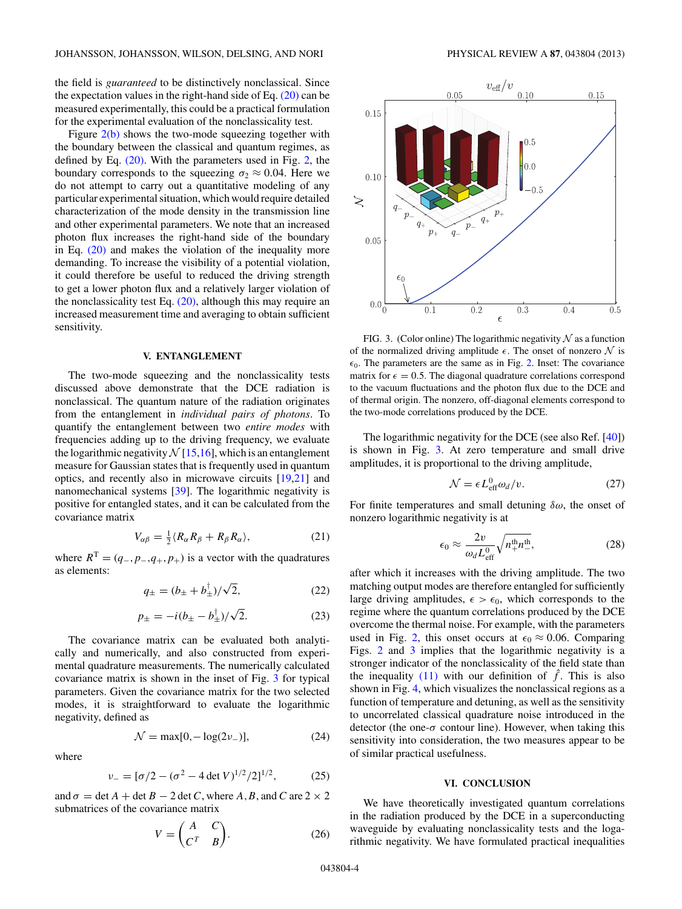the field is *guaranteed* to be distinctively nonclassical. Since the expectation values in the right-hand side of Eq. (20) can be measured experimentally, this could be a practical formulation for the experimental evaluation of the nonclassicality test.

Figure 2(b) shows the two-mode squeezing together with the boundary between the classical and quantum regimes, as defined by Eq. (20). With the parameters used in Fig. 2, the boundary corresponds to the squeezing $\sigma_2 \approx 0.04$. Here we do not attempt to carry out a quantitative modeling of any particular experimental situation, which would require detailed characterization of the mode density in the transmission line and other experimental parameters. We note that an increased photon flux increases the right-hand side of the boundary in Eq. (20) and makes the violation of the inequality more demanding. To increase the visibility of a potential violation, it could therefore be useful to reduced the driving strength to get a lower photon flux and a relatively larger violation of the nonclassicality test Eq. (20), although this may require an increased measurement time and averaging to obtain sufficient sensitivity.

## V. ENTANGLEMENT

The two-mode squeezing and the nonclassicality tests discussed above demonstrate that the DCE radiation is nonclassical. The quantum nature of the radiation originates from the entanglement in *individual pairs of photons*. To quantify the entanglement between two *entire modes* with frequencies adding up to the driving frequency, we evaluate the logarithmic negativity $\mathcal{N}$ [15,16], which is an entanglement measure for Gaussian states that is frequently used in quantum optics, and recently also in microwave circuits [19,21] and nanomechanical systems [39]. The logarithmic negativity is positive for entangled states, and it can be calculated from the covariance matrix

$$V_{\alpha\beta} = \tfrac{1}{2}\langle R_\alpha R_\beta + R_\beta R_\alpha \rangle, \tag{21}$$

where $R^{\mathrm{T}} = (q_-, p_-, q_+, p_+)$ is a vector with the quadratures as elements:

$$q_\pm = (b_\pm + b_\pm^\dagger)/\sqrt{2}, \tag{22}$$

$$p_\pm = -i(b_\pm - b_\pm^\dagger)/\sqrt{2}. \tag{23}$$

The covariance matrix can be evaluated both analytically and numerically, and also constructed from experimental quadrature measurements. The numerically calculated covariance matrix is shown in the inset of Fig. 3 for typical parameters. Given the covariance matrix for the two selected modes, it is straightforward to evaluate the logarithmic negativity, defined as

$$\mathcal{N} = \max[0, -\log(2\nu_-)], \tag{24}$$

where

$$\nu_- = [\sigma/2 - (\sigma^2 - 4 \det V)^{1/2}/2]^{1/2}, \tag{25}$$

and $\sigma = \det A + \det B - 2 \det C$, where $A, B$, and $C$ are $2 \times 2$ submatrices of the covariance matrix

$$V = \begin{pmatrix} A & C \\ C^T & B \end{pmatrix}. \tag{26}$$

FIG. 3. (Color online) The logarithmic negativity $\mathcal{N}$ as a function of the normalized driving amplitude $\epsilon$. The onset of nonzero $\mathcal{N}$ is $\epsilon_0$. The parameters are the same as in Fig. 2. Inset: The covariance matrix for $\epsilon = 0.5$. The diagonal quadrature correlations correspond to the vacuum fluctuations and the photon flux due to the DCE and of thermal origin. The nonzero, off-diagonal elements correspond to the two-mode correlations produced by the DCE.

The logarithmic negativity for the DCE (see also Ref. [40]) is shown in Fig. 3. At zero temperature and small drive amplitudes, it is proportional to the driving amplitude,

$$\mathcal{N} = \epsilon L_{\mathrm{eff}}^0 \omega_d / v. \tag{27}$$

For finite temperatures and small detuning $\delta\omega$, the onset of nonzero logarithmic negativity is at

$$\epsilon_0 \approx \frac{2v}{\omega_d L_{\mathrm{eff}}^0}\sqrt{n_+^{\mathrm{th}} n_-^{\mathrm{th}}}, \tag{28}$$

after which it increases with the driving amplitude. The two matching output modes are therefore entangled for sufficiently large driving amplitudes, $\epsilon > \epsilon_0$, which corresponds to the regime where the quantum correlations produced by the DCE overcome the thermal noise. For example, with the parameters used in Fig. 2, this onset occurs at $\epsilon_0 \approx 0.06$. Comparing Figs. 2 and 3 implies that the logarithmic negativity is a stronger indicator of the nonclassicality of the field state than the inequality (11) with our definition of $\hat{f}$. This is also shown in Fig. 4, which visualizes the nonclassical regions as a function of temperature and detuning, as well as the sensitivity to uncorrelated classical quadrature noise introduced in the detector (the one-$\sigma$ contour line). However, when taking this sensitivity into consideration, the two measures appear to be of similar practical usefulness.

## VI. CONCLUSION

We have theoretically investigated quantum correlations in the radiation produced by the DCE in a superconducting waveguide by evaluating nonclassicality tests and the logarithmic negativity. We have formulated practical inequalities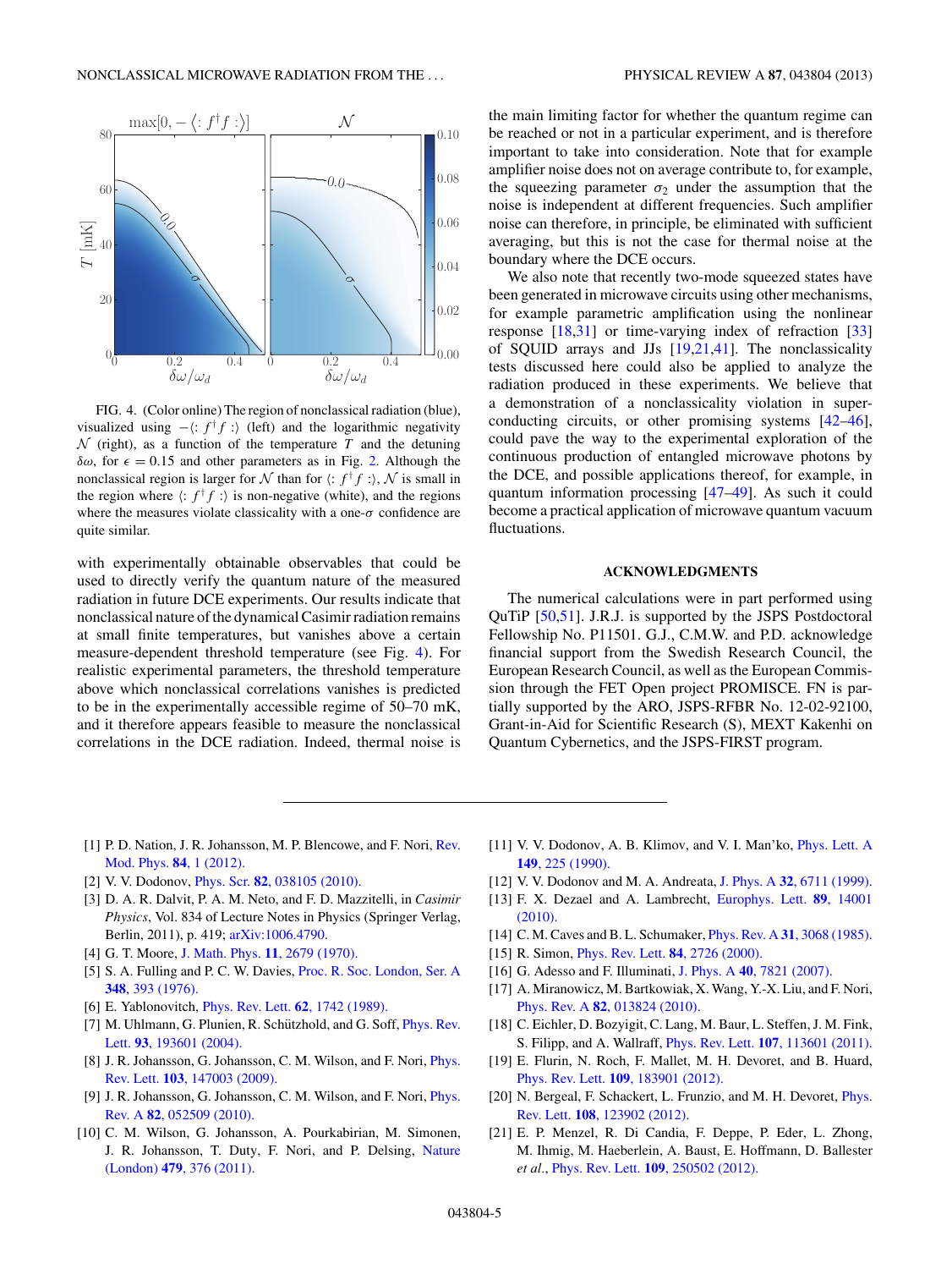FIG. 4. (Color online) The region of nonclassical radiation (blue), visualized using $-\langle : f^\dagger f : \rangle$ (left) and the logarithmic negativity $\mathcal{N}$ (right), as a function of the temperature $T$ and the detuning $\delta\omega$, for $\epsilon = 0.15$ and other parameters as in Fig. 2. Although the nonclassical region is larger for $\mathcal{N}$ than for $\langle : f^\dagger f : \rangle$, $\mathcal{N}$ is small in the region where $\langle : f^\dagger f : \rangle$ is non-negative (white), and the regions where the measures violate classicality with a one-$\sigma$ confidence are quite similar.

with experimentally obtainable observables that could be used to directly verify the quantum nature of the measured radiation in future DCE experiments. Our results indicate that nonclassical nature of the dynamical Casimir radiation remains at small finite temperatures, but vanishes above a certain measure-dependent threshold temperature (see Fig. 4). For realistic experimental parameters, the threshold temperature above which nonclassical correlations vanishes is predicted to be in the experimentally accessible regime of 50–70 mK, and it therefore appears feasible to measure the nonclassical correlations in the DCE radiation. Indeed, thermal noise is the main limiting factor for whether the quantum regime can be reached or not in a particular experiment, and is therefore important to take into consideration. Note that for example amplifier noise does not on average contribute to, for example, the squeezing parameter $\sigma_2$ under the assumption that the noise is independent at different frequencies. Such amplifier noise can therefore, in principle, be eliminated with sufficient averaging, but this is not the case for thermal noise at the boundary where the DCE occurs.

We also note that recently two-mode squeezed states have been generated in microwave circuits using other mechanisms, for example parametric amplification using the nonlinear response [18,31] or time-varying index of refraction [33] of SQUID arrays and JJs [19,21,41]. The nonclassicality tests discussed here could also be applied to analyze the radiation produced in these experiments. We believe that a demonstration of a nonclassicality violation in superconducting circuits, or other promising systems [42–46], could pave the way to the experimental exploration of the continuous production of entangled microwave photons by the DCE, and possible applications thereof, for example, in quantum information processing [47–49]. As such it could become a practical application of microwave quantum vacuum fluctuations.

## ACKNOWLEDGMENTS

The numerical calculations were in part performed using QuTiP [50,51]. J.R.J. is supported by the JSPS Postdoctoral Fellowship No. P11501. G.J., C.M.W. and P.D. acknowledge financial support from the Swedish Research Council, the European Research Council, as well as the European Commission through the FET Open project PROMISCE. FN is partially supported by the ARO, JSPS-RFBR No. 12-02-92100, Grant-in-Aid for Scientific Research (S), MEXT Kakenhi on Quantum Cybernetics, and the JSPS-FIRST program.

[1] P. D. Nation, J. R. Johansson, M. P. Blencowe, and F. Nori, Rev. Mod. Phys. **84**, 1 (2012).

[2] V. V. Dodonov, Phys. Scr. **82**, 038105 (2010).

[3] D. A. R. Dalvit, P. A. M. Neto, and F. D. Mazzitelli, in *Casimir Physics*, Vol. 834 of Lecture Notes in Physics (Springer Verlag, Berlin, 2011), p. 419; arXiv:1006.4790.

[4] G. T. Moore, J. Math. Phys. **11**, 2679 (1970).

[5] S. A. Fulling and P. C. W. Davies, Proc. R. Soc. London, Ser. A **348**, 393 (1976).

[6] E. Yablonovitch, Phys. Rev. Lett. **62**, 1742 (1989).

[7] M. Uhlmann, G. Plunien, R. Schützhold, and G. Soff, Phys. Rev. Lett. **93**, 193601 (2004).

[8] J. R. Johansson, G. Johansson, C. M. Wilson, and F. Nori, Phys. Rev. Lett. **103**, 147003 (2009).

[9] J. R. Johansson, G. Johansson, C. M. Wilson, and F. Nori, Phys. Rev. A **82**, 052509 (2010).

[10] C. M. Wilson, G. Johansson, A. Pourkabirian, M. Simonen, J. R. Johansson, T. Duty, F. Nori, and P. Delsing, Nature (London) **479**, 376 (2011).

[11] V. V. Dodonov, A. B. Klimov, and V. I. Man'ko, Phys. Lett. A **149**, 225 (1990).

[12] V. V. Dodonov and M. A. Andreata, J. Phys. A **32**, 6711 (1999).

[13] F. X. Dezael and A. Lambrecht, Europhys. Lett. **89**, 14001 (2010).

[14] C. M. Caves and B. L. Schumaker, Phys. Rev. A **31**, 3068 (1985).

[15] R. Simon, Phys. Rev. Lett. **84**, 2726 (2000).

[16] G. Adesso and F. Illuminati, J. Phys. A **40**, 7821 (2007).

[17] A. Miranowicz, M. Bartkowiak, X. Wang, Y.-X. Liu, and F. Nori, Phys. Rev. A **82**, 013824 (2010).

[18] C. Eichler, D. Bozyigit, C. Lang, M. Baur, L. Steffen, J. M. Fink, S. Filipp, and A. Wallraff, Phys. Rev. Lett. **107**, 113601 (2011).

[19] E. Flurin, N. Roch, F. Mallet, M. H. Devoret, and B. Huard, Phys. Rev. Lett. **109**, 183901 (2012).

[20] N. Bergeal, F. Schackert, L. Frunzio, and M. H. Devoret, Phys. Rev. Lett. **108**, 123902 (2012).

[21] E. P. Menzel, R. Di Candia, F. Deppe, P. Eder, L. Zhong, M. Ihmig, M. Haeberlein, A. Baust, E. Hoffmann, D. Ballester *et al.*, Phys. Rev. Lett. **109**, 250502 (2012).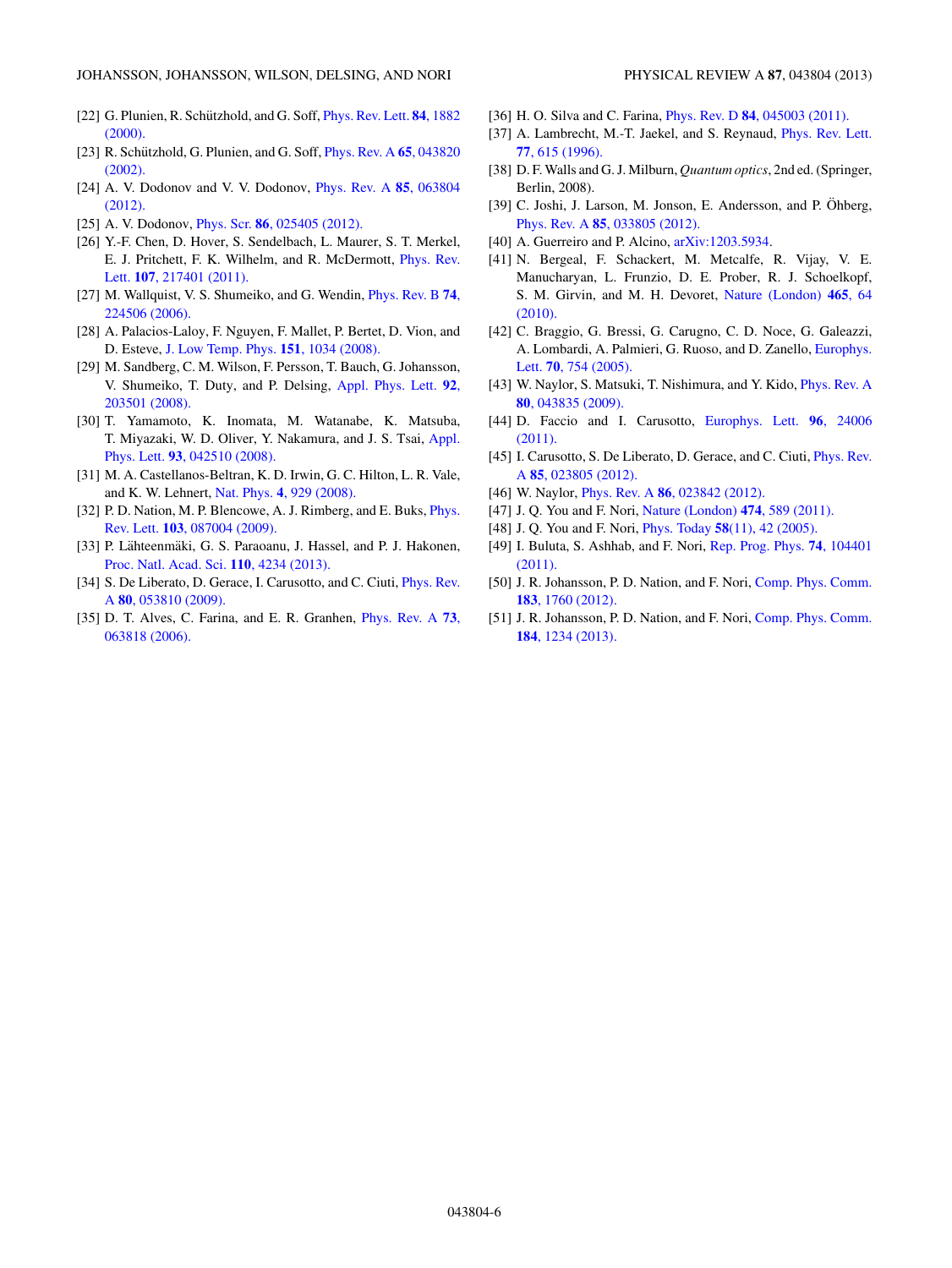[22] G. Plunien, R. Schützhold, and G. Soff, Phys. Rev. Lett. **84**, 1882 (2000).

[23] R. Schützhold, G. Plunien, and G. Soff, Phys. Rev. A **65**, 043820 (2002).

[24] A. V. Dodonov and V. V. Dodonov, Phys. Rev. A **85**, 063804 (2012).

[25] A. V. Dodonov, Phys. Scr. **86**, 025405 (2012).

[26] Y.-F. Chen, D. Hover, S. Sendelbach, L. Maurer, S. T. Merkel, E. J. Pritchett, F. K. Wilhelm, and R. McDermott, Phys. Rev. Lett. **107**, 217401 (2011).

[27] M. Wallquist, V. S. Shumeiko, and G. Wendin, Phys. Rev. B **74**, 224506 (2006).

[28] A. Palacios-Laloy, F. Nguyen, F. Mallet, P. Bertet, D. Vion, and D. Esteve, J. Low Temp. Phys. **151**, 1034 (2008).

[29] M. Sandberg, C. M. Wilson, F. Persson, T. Bauch, G. Johansson, V. Shumeiko, T. Duty, and P. Delsing, Appl. Phys. Lett. **92**, 203501 (2008).

[30] T. Yamamoto, K. Inomata, M. Watanabe, K. Matsuba, T. Miyazaki, W. D. Oliver, Y. Nakamura, and J. S. Tsai, Appl. Phys. Lett. **93**, 042510 (2008).

[31] M. A. Castellanos-Beltran, K. D. Irwin, G. C. Hilton, L. R. Vale, and K. W. Lehnert, Nat. Phys. **4**, 929 (2008).

[32] P. D. Nation, M. P. Blencowe, A. J. Rimberg, and E. Buks, Phys. Rev. Lett. **103**, 087004 (2009).

[33] P. Lähteenmäki, G. S. Paraoanu, J. Hassel, and P. J. Hakonen, Proc. Natl. Acad. Sci. **110**, 4234 (2013).

[34] S. De Liberato, D. Gerace, I. Carusotto, and C. Ciuti, Phys. Rev. A **80**, 053810 (2009).

[35] D. T. Alves, C. Farina, and E. R. Granhen, Phys. Rev. A **73**, 063818 (2006).

[36] H. O. Silva and C. Farina, Phys. Rev. D **84**, 045003 (2011).

[37] A. Lambrecht, M.-T. Jaekel, and S. Reynaud, Phys. Rev. Lett. **77**, 615 (1996).

[38] D. F. Walls and G. J. Milburn, *Quantum optics*, 2nd ed. (Springer, Berlin, 2008).

[39] C. Joshi, J. Larson, M. Jonson, E. Andersson, and P. Öhberg, Phys. Rev. A **85**, 033805 (2012).

[40] A. Guerreiro and P. Alcino, arXiv:1203.5934.

[41] N. Bergeal, F. Schackert, M. Metcalfe, R. Vijay, V. E. Manucharyan, L. Frunzio, D. E. Prober, R. J. Schoelkopf, S. M. Girvin, and M. H. Devoret, Nature (London) **465**, 64 (2010).

[42] C. Braggio, G. Bressi, G. Carugno, C. D. Noce, G. Galeazzi, A. Lombardi, A. Palmieri, G. Ruoso, and D. Zanello, Europhys. Lett. **70**, 754 (2005).

[43] W. Naylor, S. Matsuki, T. Nishimura, and Y. Kido, Phys. Rev. A **80**, 043835 (2009).

[44] D. Faccio and I. Carusotto, Europhys. Lett. **96**, 24006 (2011).

[45] I. Carusotto, S. De Liberato, D. Gerace, and C. Ciuti, Phys. Rev. A **85**, 023805 (2012).

[46] W. Naylor, Phys. Rev. A **86**, 023842 (2012).

[47] J. Q. You and F. Nori, Nature (London) **474**, 589 (2011).

[48] J. Q. You and F. Nori, Phys. Today **58**(11), 42 (2005).

[49] I. Buluta, S. Ashhab, and F. Nori, Rep. Prog. Phys. **74**, 104401 (2011).

[50] J. R. Johansson, P. D. Nation, and F. Nori, Comp. Phys. Comm. **183**, 1760 (2012).

[51] J. R. Johansson, P. D. Nation, and F. Nori, Comp. Phys. Comm. **184**, 1234 (2013).